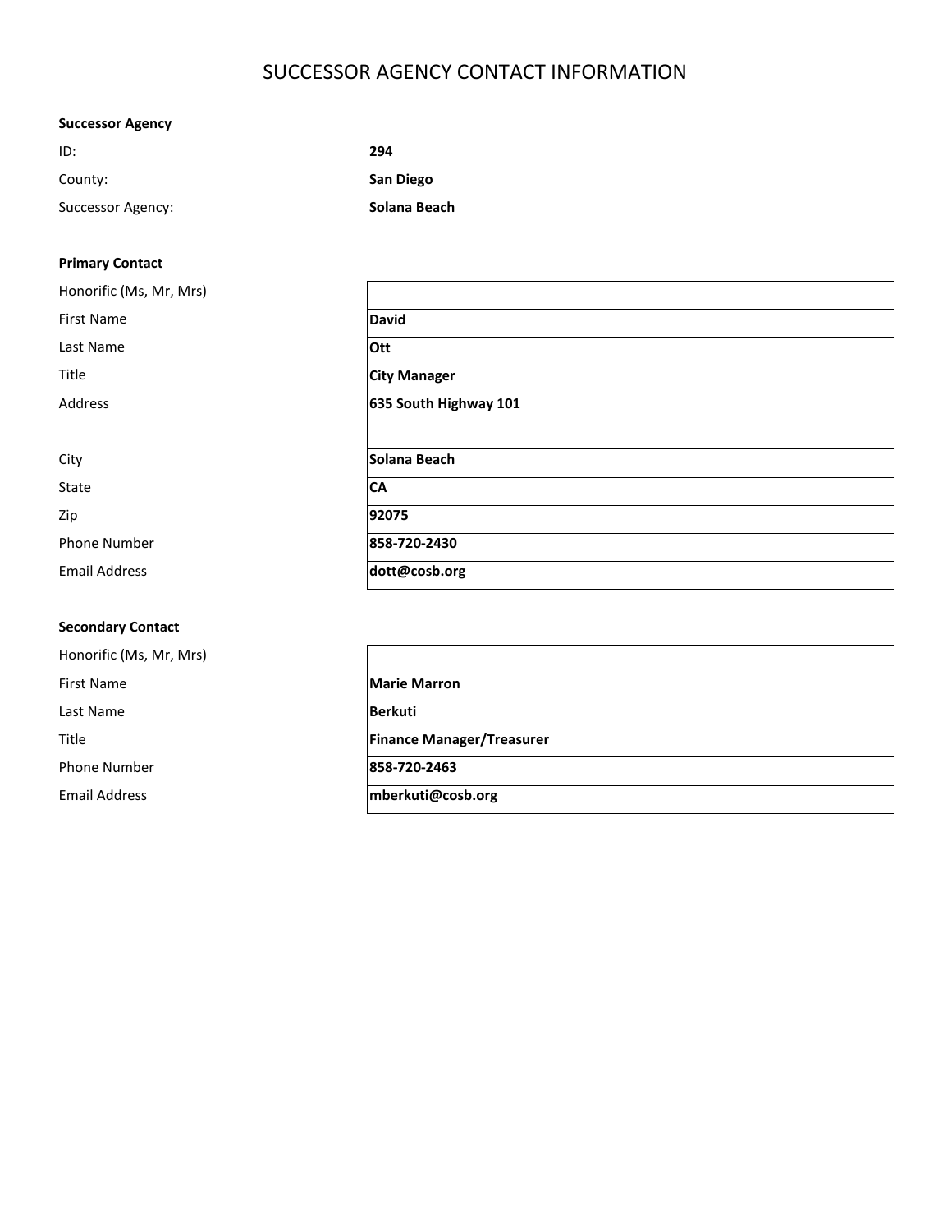# SUCCESSOR AGENCY CONTACT INFORMATION

**Successor Agency**

| | |
|---|---|
| ID: | **294** |
| County: | **San Diego** |
| Successor Agency: | **Solana Beach** |

**Primary Contact**

| | |
|---|---|
| Honorific (Ms, Mr, Mrs) | |
| First Name | **David** |
| Last Name | **Ott** |
| Title | **City Manager** |
| Address | **635 South Highway 101** |
| | |
| City | **Solana Beach** |
| State | **CA** |
| Zip | **92075** |
| Phone Number | **858-720-2430** |
| Email Address | **dott@cosb.org** |

**Secondary Contact**

| | |
|---|---|
| Honorific (Ms, Mr, Mrs) | |
| First Name | **Marie Marron** |
| Last Name | **Berkuti** |
| Title | **Finance Manager/Treasurer** |
| Phone Number | **858-720-2463** |
| Email Address | **mberkuti@cosb.org** |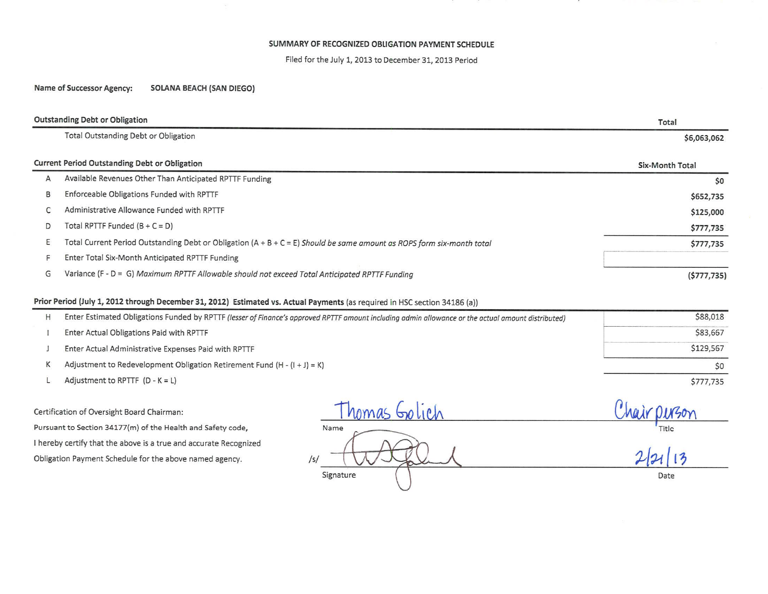# SUMMARY OF RECOGNIZED OBLIGATION PAYMENT SCHEDULE

Filed for the July 1, 2013 to December 31, 2013 Period

**Name of Successor Agency:** **SOLANA BEACH (SAN DIEGO)**

| **Outstanding Debt or Obligation** | | **Total** |
|---|---|---|
| | Total Outstanding Debt or Obligation | **$6,063,062** |

| **Current Period Outstanding Debt or Obligation** | | **Six-Month Total** |
|---|---|---|
| A | Available Revenues Other Than Anticipated RPTTF Funding | **$0** |
| B | Enforceable Obligations Funded with RPTTF | **$652,735** |
| C | Administrative Allowance Funded with RPTTF | **$125,000** |
| D | Total RPTTF Funded (B + C = D) | **$777,735** |
| E | Total Current Period Outstanding Debt or Obligation (A + B + C = E) *Should be same amount as ROPS form six-month total* | **$777,735** |
| F | Enter Total Six-Month Anticipated RPTTF Funding | |
| G | Variance (F - D = G) *Maximum RPTTF Allowable should not exceed Total Anticipated RPTTF Funding* | **($777,735)** |

| **Prior Period (July 1, 2012 through December 31, 2012) Estimated vs. Actual Payments** (as required in HSC section 34186 (a)) | | |
|---|---|---|
| H | Enter Estimated Obligations Funded by RPTTF *(lesser of Finance's approved RPTTF amount including admin allowance or the actual amount distributed)* | $88,018 |
| I | Enter Actual Obligations Paid with RPTTF | $83,667 |
| J | Enter Actual Administrative Expenses Paid with RPTTF | $129,567 |
| K | Adjustment to Redevelopment Obligation Retirement Fund (H - (I + J) = K) | $0 |
| L | Adjustment to RPTTF (D - K = L) | $777,735 |

Certification of Oversight Board Chairman:
Pursuant to Section 34177(m) of the Health and Safety code,
I hereby certify that the above is a true and accurate Recognized
Obligation Payment Schedule for the above named agency.

Thomas Golich — Chairperson
Name — Title

/s/ [Signature] — 2/21/13
Signature — Date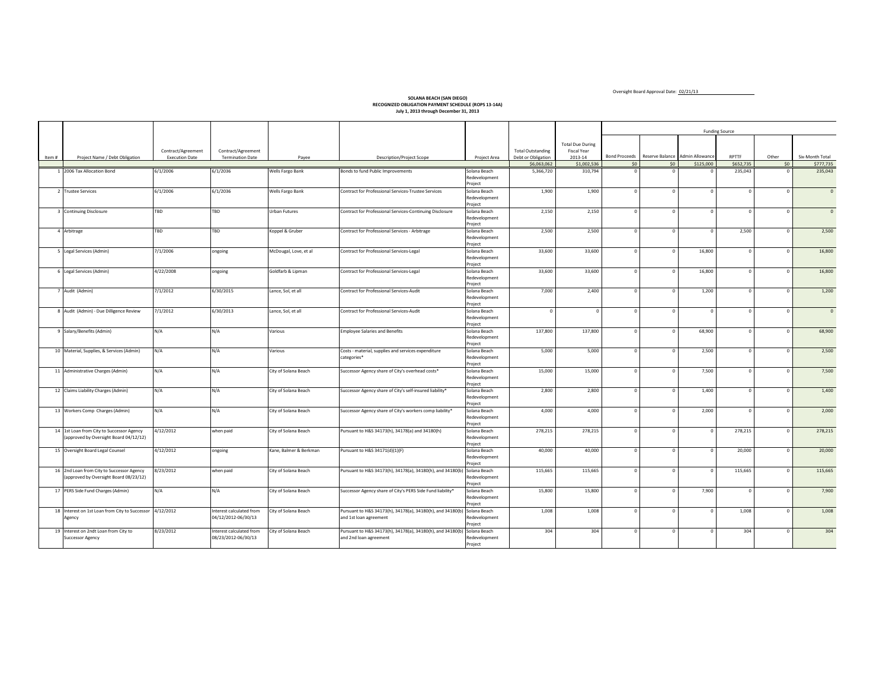Oversight Board Approval Date: 02/21/13

**SOLANA BEACH (SAN DIEGO)**
**RECOGNIZED OBLIGATION PAYMENT SCHEDULE (ROPS 13-14A)**
**July 1, 2013 through December 31, 2013**

| Item # | Project Name / Debt Obligation | Contract/Agreement Execution Date | Contract/Agreement Termination Date | Payee | Description/Project Scope | Project Area | Total Outstanding Debt or Obligation | Total Due During Fiscal Year 2013-14 | Funding Source | | | | | |
|---|---|---|---|---|---|---|---|---|---|---|---|---|---|---|
| | | | | | | | | | Bond Proceeds | Reserve Balance | Admin Allowance | RPTTF | Other | Six-Month Total |
| | | | | | | | $6,063,062 | $1,002,536 | $0 | $0 | $125,000 | $652,735 | $0 | $777,735 |
| 1 | 2006 Tax Allocation Bond | 6/1/2006 | 6/1/2036 | Wells Fargo Bank | Bonds to fund Public Improvements | Solana Beach Redevelopment Project | 5,366,720 | 310,794 | 0 | 0 | 0 | 235,043 | 0 | 235,043 |
| 2 | Trustee Services | 6/1/2006 | 6/1/2036 | Wells Fargo Bank | Contract for Professional Services-Trustee Services | Solana Beach Redevelopment Project | 1,900 | 1,900 | 0 | 0 | 0 | 0 | 0 | 0 |
| 3 | Continuing Disclosure | TBD | TBD | Urban Futures | Contract for Professional Services-Continuing Disclosure | Solana Beach Redevelopment Project | 2,150 | 2,150 | 0 | 0 | 0 | 0 | 0 | 0 |
| 4 | Arbitrage | TBD | TBD | Koppel & Gruber | Contract for Professional Services - Arbitrage | Solana Beach Redevelopment Project | 2,500 | 2,500 | 0 | 0 | 0 | 2,500 | 0 | 2,500 |
| 5 | Legal Services (Admin) | 7/1/2006 | ongoing | McDougal, Love, et al | Contract for Professional Services-Legal | Solana Beach Redevelopment Project | 33,600 | 33,600 | 0 | 0 | 16,800 | 0 | 0 | 16,800 |
| 6 | Legal Services (Admin) | 4/22/2008 | ongoing | Goldfarb & Lipman | Contract for Professional Services-Legal | Solana Beach Redevelopment Project | 33,600 | 33,600 | 0 | 0 | 16,800 | 0 | 0 | 16,800 |
| 7 | Audit (Admin) | 7/1/2012 | 6/30/2015 | Lance, Sol, et all | Contract for Professional Services-Audit | Solana Beach Redevelopment Project | 7,000 | 2,400 | 0 | 0 | 1,200 | 0 | 0 | 1,200 |
| 8 | Audit (Admin) - Due Dilligence Review | 7/1/2012 | 6/30/2013 | Lance, Sol, et all | Contract for Professional Services-Audit | Solana Beach Redevelopment Project | 0 | 0 | 0 | 0 | 0 | 0 | 0 | 0 |
| 9 | Salary/Benefits (Admin) | N/A | N/A | Various | Employee Salaries and Benefits | Solana Beach Redevelopment Project | 137,800 | 137,800 | 0 | 0 | 68,900 | 0 | 0 | 68,900 |
| 10 | Material, Supplies, & Services (Admin) | N/A | N/A | Various | Costs - material, supplies and services expenditure categories* | Solana Beach Redevelopment Project | 5,000 | 5,000 | 0 | 0 | 2,500 | 0 | 0 | 2,500 |
| 11 | Administrative Charges (Admin) | N/A | N/A | City of Solana Beach | Successor Agency share of City's overhead costs* | Solana Beach Redevelopment Project | 15,000 | 15,000 | 0 | 0 | 7,500 | 0 | 0 | 7,500 |
| 12 | Claims Liability Charges (Admin) | N/A | N/A | City of Solana Beach | Successor Agency share of City's self-insured liability* | Solana Beach Redevelopment Project | 2,800 | 2,800 | 0 | 0 | 1,400 | 0 | 0 | 1,400 |
| 13 | Workers Comp Charges (Admin) | N/A | N/A | City of Solana Beach | Successor Agency share of City's workers comp liability* | Solana Beach Redevelopment Project | 4,000 | 4,000 | 0 | 0 | 2,000 | 0 | 0 | 2,000 |
| 14 | 1st Loan from City to Successor Agency (approved by Oversight Board 04/12/12) | 4/12/2012 | when paid | City of Solana Beach | Pursuant to H&S 34173(h), 34178(a) and 34180(h) | Solana Beach Redevelopment Project | 278,215 | 278,215 | 0 | 0 | 0 | 278,215 | 0 | 278,215 |
| 15 | Oversight Board Legal Counsel | 4/12/2012 | ongoing | Kane, Balmer & Berkman | Pursuant to H&S 34171(d)(1)(F) | Solana Beach Redevelopment Project | 40,000 | 40,000 | 0 | 0 | 0 | 20,000 | 0 | 20,000 |
| 16 | 2nd Loan from City to Successor Agency (approved by Oversight Board 08/23/12) | 8/23/2012 | when paid | City of Solana Beach | Pursuant to H&S 34173(h), 34178(a), 34180(h), and 34180(b) | Solana Beach Redevelopment Project | 115,665 | 115,665 | 0 | 0 | 0 | 115,665 | 0 | 115,665 |
| 17 | PERS Side Fund Charges (Admin) | N/A | N/A | City of Solana Beach | Successor Agency share of City's PERS Side Fund liability* | Solana Beach Redevelopment Project | 15,800 | 15,800 | 0 | 0 | 7,900 | 0 | 0 | 7,900 |
| 18 | Interest on 1st Loan from City to Successor Agency | 4/12/2012 | Interest calculated from 04/12/2012-06/30/13 | City of Solana Beach | Pursuant to H&S 34173(h), 34178(a), 34180(h), and 34180(b) and 1st loan agreement | Solana Beach Redevelopment Project | 1,008 | 1,008 | 0 | 0 | 0 | 1,008 | 0 | 1,008 |
| 19 | Interest on 2ndt Loan from City to Successor Agency | 8/23/2012 | Interest calculated from 08/23/2012-06/30/13 | City of Solana Beach | Pursuant to H&S 34173(h), 34178(a), 34180(h), and 34180(b) and 2nd loan agreement | Solana Beach Redevelopment Project | 304 | 304 | 0 | 0 | 0 | 304 | 0 | 304 |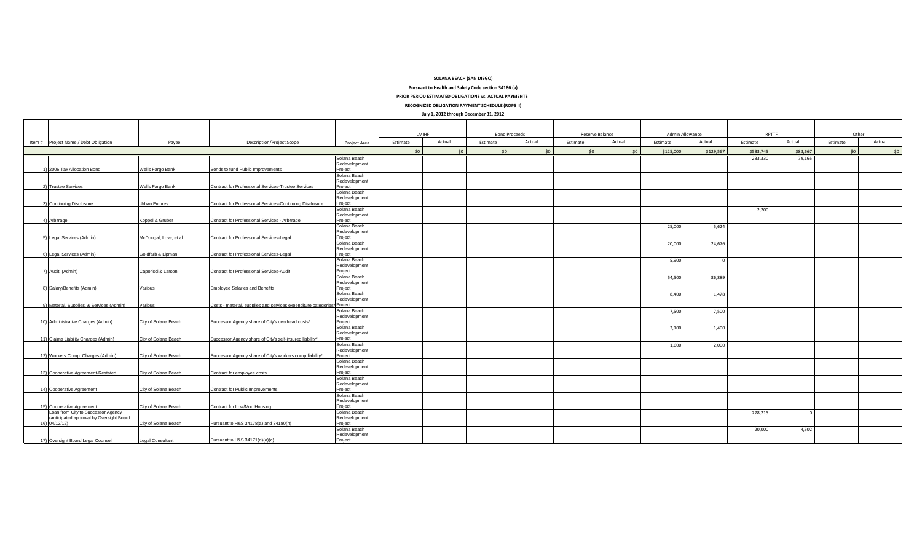**SOLANA BEACH (SAN DIEGO)**

**Pursuant to Health and Safety Code section 34186 (a)**

**PRIOR PERIOD ESTIMATED OBLIGATIONS vs. ACTUAL PAYMENTS**

**RECOGNIZED OBLIGATION PAYMENT SCHEDULE (ROPS II)**

**July 1, 2012 through December 31, 2012**

| Item # | Project Name / Debt Obligation | Payee | Description/Project Scope | Project Area | LMIHF | | Bond Proceeds | | Reserve Balance | | Admin Allowance | | RPTTF | | Other | |
|---|---|---|---|---|---|---|---|---|---|---|---|---|---|---|---|---|
| | | | | | Estimate | Actual | Estimate | Actual | Estimate | Actual | Estimate | Actual | Estimate | Actual | Estimate | Actual |
| | | | | | $0 | $0 | $0 | $0 | $0 | $0 | $125,000 | $129,567 | $533,745 | $83,667 | $0 | $0 |
| 1) | 2006 Tax Allocation Bond | Wells Fargo Bank | Bonds to fund Public Improvements | Solana Beach Redevelopment Project | | | | | | | | | 233,330 | 79,165 | | |
| 2) | Trustee Services | Wells Fargo Bank | Contract for Professional Services-Trustee Services | Solana Beach Redevelopment Project | | | | | | | | | | | | |
| 3) | Continuing Disclosure | Urban Futures | Contract for Professional Services-Continuing Disclosure | Solana Beach Redevelopment Project | | | | | | | | | | | | |
| 4) | Arbitrage | Koppel & Gruber | Contract for Professional Services - Arbitrage | Solana Beach Redevelopment Project | | | | | | | | | 2,200 | | | |
| 5) | Legal Services (Admin) | McDougal, Love, et al | Contract for Professional Services-Legal | Solana Beach Redevelopment Project | | | | | | | 25,000 | 5,624 | | | | |
| 6) | Legal Services (Admin) | Goldfarb & Lipman | Contract for Professional Services-Legal | Solana Beach Redevelopment Project | | | | | | | 20,000 | 24,676 | | | | |
| 7) | Audit (Admin) | Caporicci & Larson | Contract for Professional Services-Audit | Solana Beach Redevelopment Project | | | | | | | 5,900 | 0 | | | | |
| 8) | Salary/Benefits (Admin) | Various | Employee Salaries and Benefits | Solana Beach Redevelopment Project | | | | | | | 54,500 | 86,889 | | | | |
| 9) | Material, Supplies, & Services (Admin) | Various | Costs - material, supplies and services expenditure categories* | Solana Beach Redevelopment Project | | | | | | | 8,400 | 1,478 | | | | |
| 10) | Administrative Charges (Admin) | City of Solana Beach | Successor Agency share of City's overhead costs* | Solana Beach Redevelopment Project | | | | | | | 7,500 | 7,500 | | | | |
| 11) | Claims Liability Charges (Admin) | City of Solana Beach | Successor Agency share of City's self-insured liability* | Solana Beach Redevelopment Project | | | | | | | 2,100 | 1,400 | | | | |
| 12) | Workers Comp Charges (Admin) | City of Solana Beach | Successor Agency share of City's workers comp liability* | Solana Beach Redevelopment Project | | | | | | | 1,600 | 2,000 | | | | |
| 13) | Cooperative Agreement-Restated | City of Solana Beach | Contract for employee costs | Solana Beach Redevelopment Project | | | | | | | | | | | | |
| 14) | Cooperative Agreement | City of Solana Beach | Contract for Public Improvements | Solana Beach Redevelopment Project | | | | | | | | | | | | |
| 15) | Cooperative Agreement | City of Solana Beach | Contract for Low/Mod Housing | Solana Beach Redevelopment Project | | | | | | | | | | | | |
| 16) | Loan from City to Successor Agency (anticipated approval by Oversight Board 04/12/12) | City of Solana Beach | Pursuant to H&S 34178(a) and 34180(h) | Solana Beach Redevelopment Project | | | | | | | | | 278,215 | 0 | | |
| 17) | Oversight Board Legal Counsel | Legal Consultant | Pursuant to H&S 34171(d)(a)(c) | Solana Beach Redevelopment Project | | | | | | | | | 20,000 | 4,502 | | |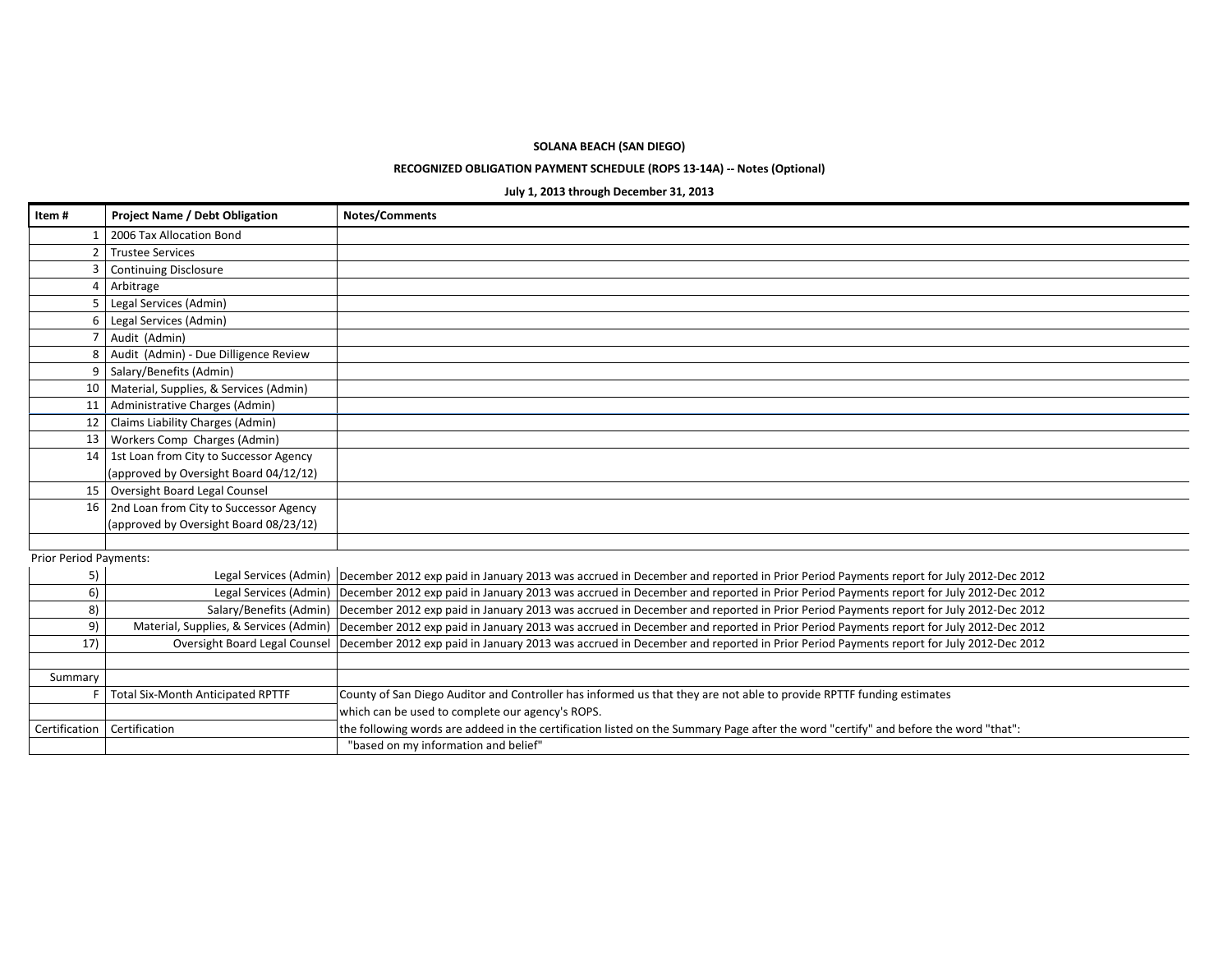**SOLANA BEACH (SAN DIEGO)**

**RECOGNIZED OBLIGATION PAYMENT SCHEDULE (ROPS 13-14A) -- Notes (Optional)**

**July 1, 2013 through December 31, 2013**

| Item # | Project Name / Debt Obligation | Notes/Comments |
|---|---|---|
| 1 | 2006 Tax Allocation Bond | |
| 2 | Trustee Services | |
| 3 | Continuing Disclosure | |
| 4 | Arbitrage | |
| 5 | Legal Services (Admin) | |
| 6 | Legal Services (Admin) | |
| 7 | Audit (Admin) | |
| 8 | Audit (Admin) - Due Dilligence Review | |
| 9 | Salary/Benefits (Admin) | |
| 10 | Material, Supplies, & Services (Admin) | |
| 11 | Administrative Charges (Admin) | |
| 12 | Claims Liability Charges (Admin) | |
| 13 | Workers Comp Charges (Admin) | |
| 14 | 1st Loan from City to Successor Agency (approved by Oversight Board 04/12/12) | |
| 15 | Oversight Board Legal Counsel | |
| 16 | 2nd Loan from City to Successor Agency (approved by Oversight Board 08/23/12) | |
| | | |
| Prior Period Payments: | | |
| 5) | Legal Services (Admin) | December 2012 exp paid in January 2013 was accrued in December and reported in Prior Period Payments report for July 2012-Dec 2012 |
| 6) | Legal Services (Admin) | December 2012 exp paid in January 2013 was accrued in December and reported in Prior Period Payments report for July 2012-Dec 2012 |
| 8) | Salary/Benefits (Admin) | December 2012 exp paid in January 2013 was accrued in December and reported in Prior Period Payments report for July 2012-Dec 2012 |
| 9) | Material, Supplies, & Services (Admin) | December 2012 exp paid in January 2013 was accrued in December and reported in Prior Period Payments report for July 2012-Dec 2012 |
| 17) | Oversight Board Legal Counsel | December 2012 exp paid in January 2013 was accrued in December and reported in Prior Period Payments report for July 2012-Dec 2012 |
| | | |
| Summary | | |
| F | Total Six-Month Anticipated RPTTF | County of San Diego Auditor and Controller has informed us that they are not able to provide RPTTF funding estimates |
| | | which can be used to complete our agency's ROPS. |
| Certification | Certification | the following words are addeed in the certification listed on the Summary Page after the word "certify" and before the word "that": |
| | | "based on my information and belief" |